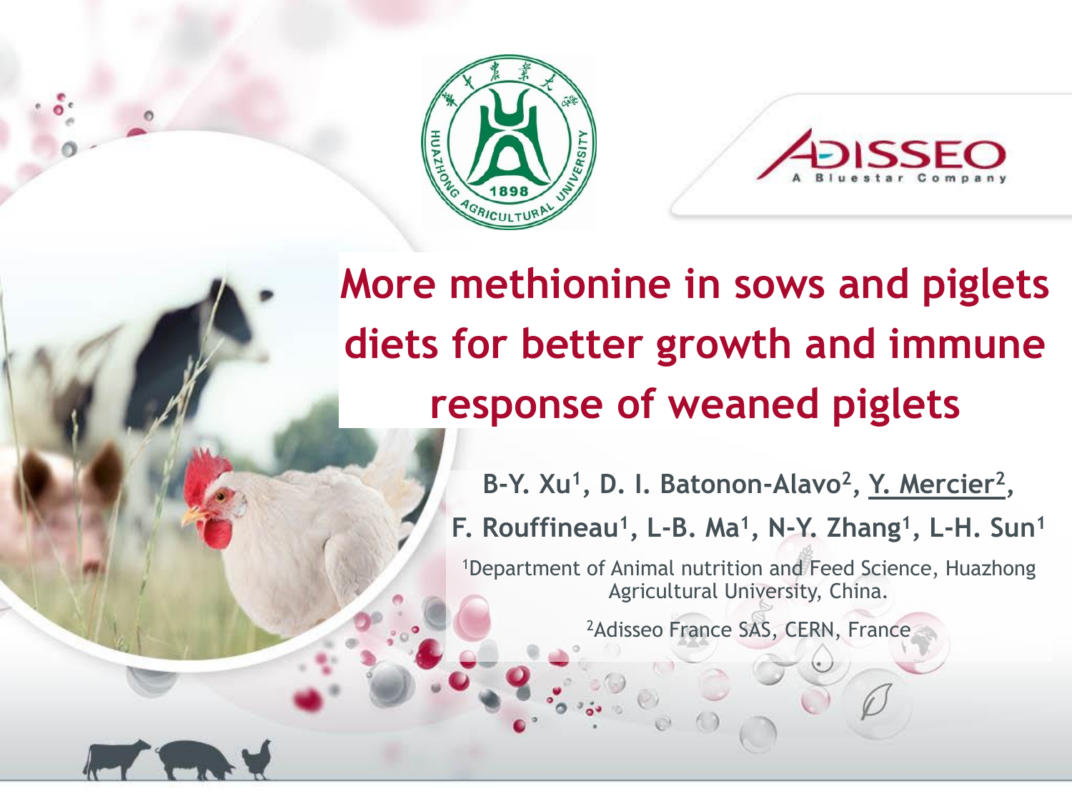# More methionine in sows and piglets diets for better growth and immune response of weaned piglets

B-Y. Xu[1], D. I. Batonon-Alavo[2], Y. Mercier[2], F. Rouffineau[1], L-B. Ma[1], N-Y. Zhang[1], L-H. Sun[1]

[1]Department of Animal nutrition and Feed Science, Huazhong Agricultural University, China.

[2]Adisseo France SAS, CERN, France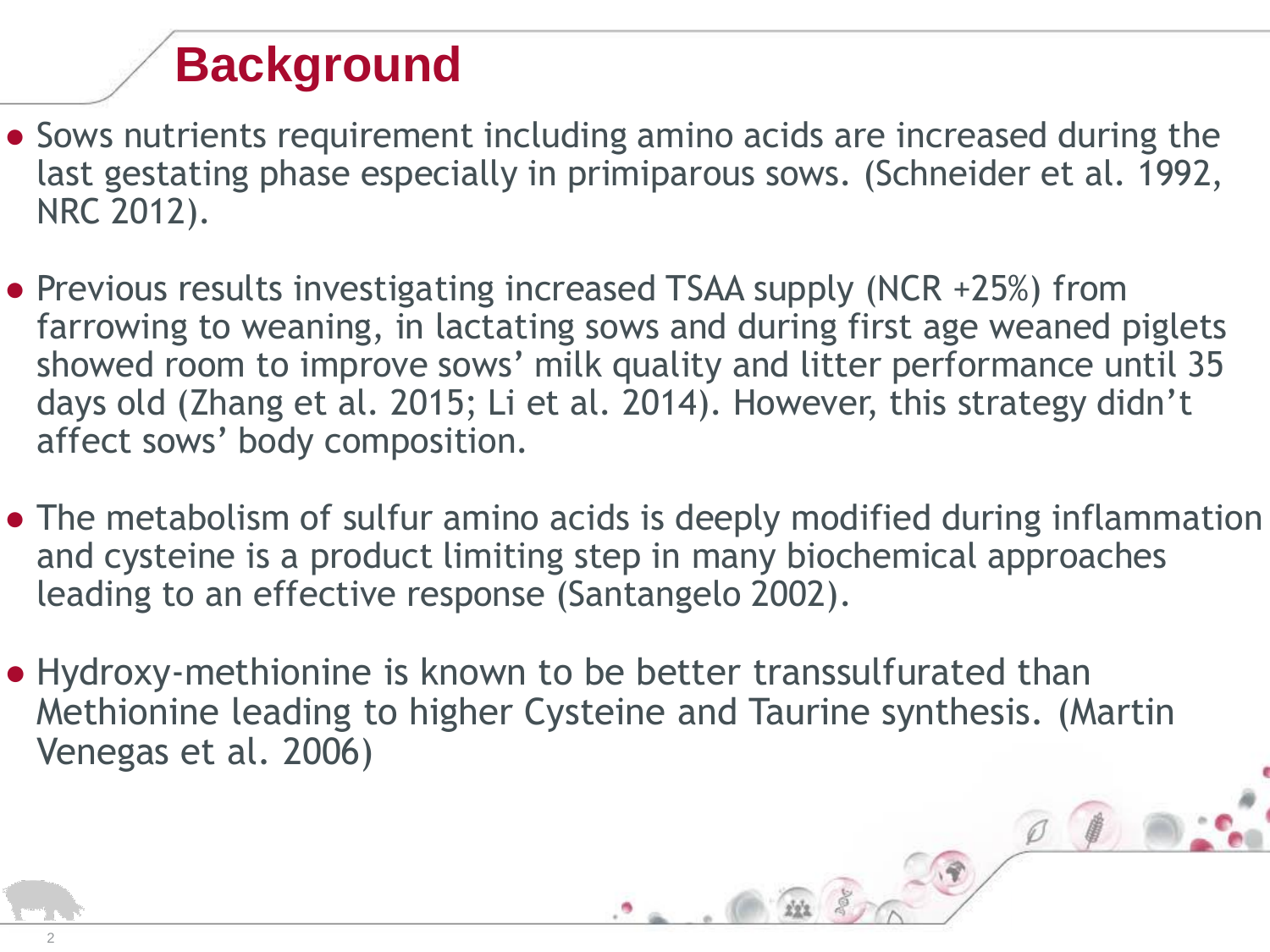# Background

- Sows nutrients requirement including amino acids are increased during the last gestating phase especially in primiparous sows. (Schneider et al. 1992, NRC 2012).
- Previous results investigating increased TSAA supply (NCR +25%) from farrowing to weaning, in lactating sows and during first age weaned piglets showed room to improve sows' milk quality and litter performance until 35 days old (Zhang et al. 2015; Li et al. 2014). However, this strategy didn't affect sows' body composition.
- The metabolism of sulfur amino acids is deeply modified during inflammation and cysteine is a product limiting step in many biochemical approaches leading to an effective response (Santangelo 2002).
- Hydroxy-methionine is known to be better transsulfurated than Methionine leading to higher Cysteine and Taurine synthesis. (Martin Venegas et al. 2006)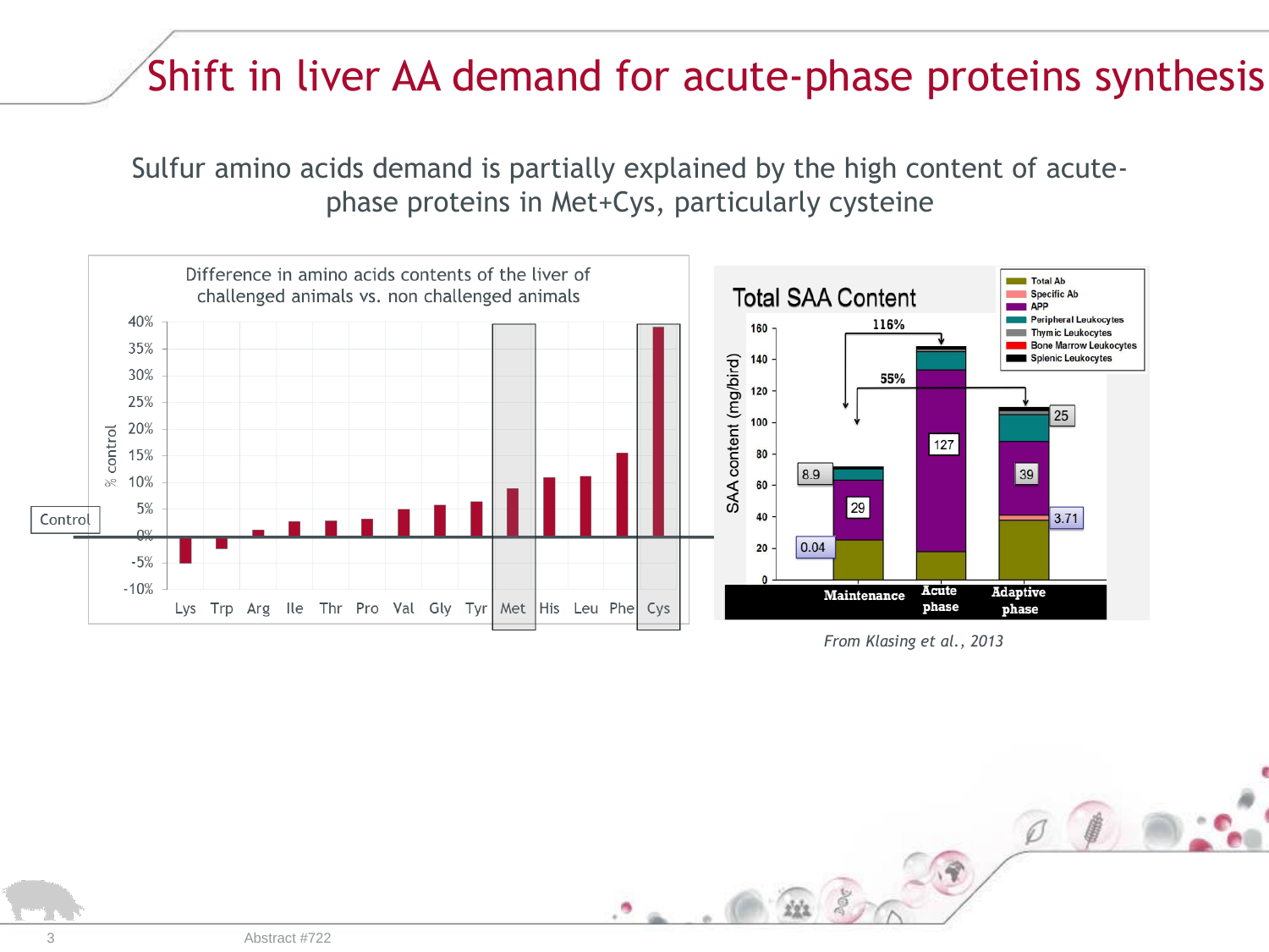# Shift in liver AA demand for acute-phase proteins synthesis

Sulfur amino acids demand is partially explained by the high content of acute-phase proteins in Met+Cys, particularly cysteine

Difference in amino acids contents of the liver of challenged animals vs. non challenged animals

Total SAA Content

*From Klasing et al., 2013*

Abstract #722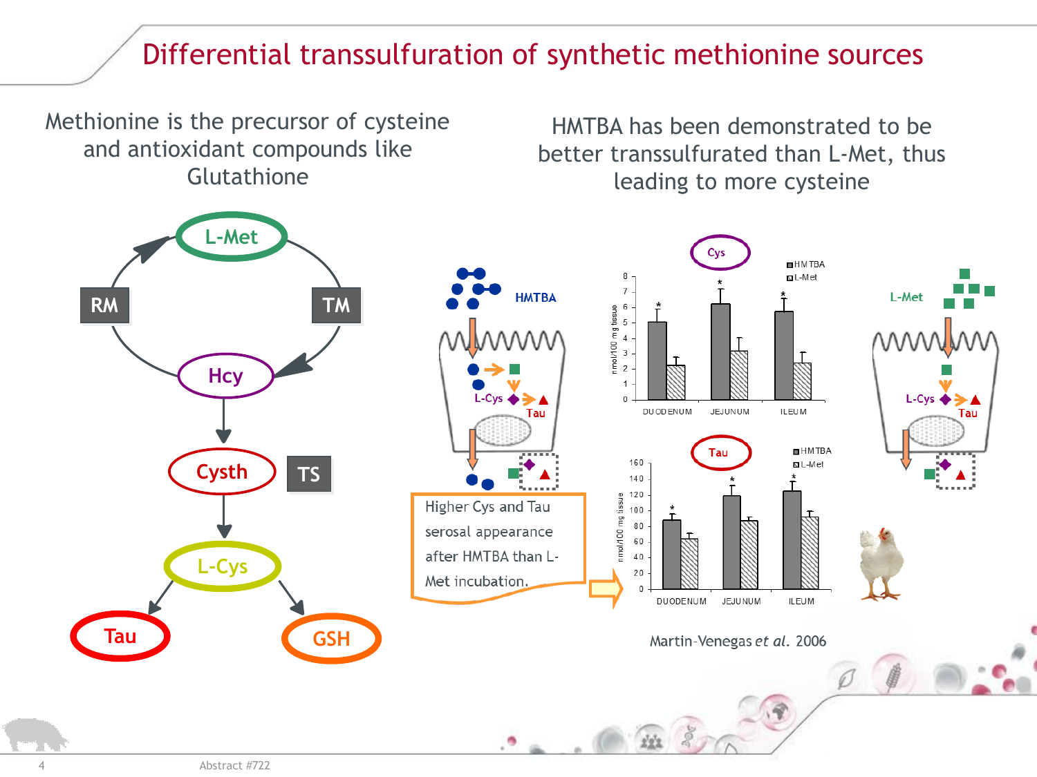# Differential transsulfuration of synthetic methionine sources

Methionine is the precursor of cysteine and antioxidant compounds like Glutathione

L-Met

RM

TM

Hcy

Cysth

TS

L-Cys

Tau

GSH

HMTBA has been demonstrated to be better transsulfurated than L-Met, thus leading to more cysteine

HMTBA

L-Cys

Tau

L-Met

L-Cys

Tau

Higher Cys and Tau serosal appearance after HMTBA than L-Met incubation.

Cys

| | DUODENUM | JEJUNUM | ILEUM |
|---|---|---|---|
| HMTBA (nmol/100 mg tissue) | 5* | 6.2* | 5.7* |
| L-Met (nmol/100 mg tissue) | 2.2 | 3.1 | 2.4 |

Tau

| | DUODENUM | JEJUNUM | ILEUM |
|---|---|---|---|
| HMTBA (nmol/100 mg tissue) | 88* | 120* | 125* |
| L-Met (nmol/100 mg tissue) | 64 | 87 | 92 |

Martin-Venegas *et al.* 2006

Abstract #722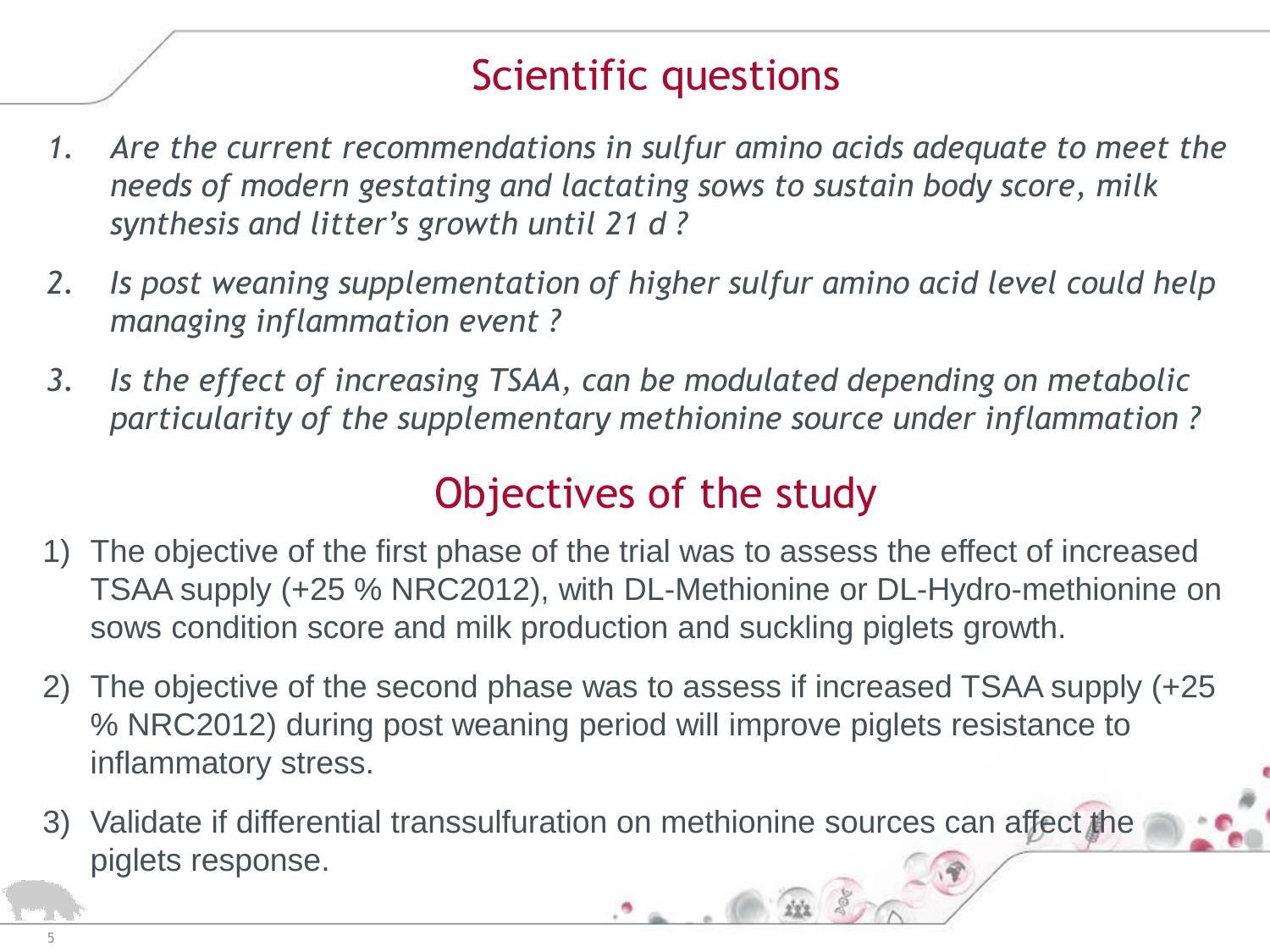## Scientific questions

1. *Are the current recommendations in sulfur amino acids adequate to meet the needs of modern gestating and lactating sows to sustain body score, milk synthesis and litter's growth until 21 d ?*
2. *Is post weaning supplementation of higher sulfur amino acid level could help managing inflammation event ?*
3. *Is the effect of increasing TSAA, can be modulated depending on metabolic particularity of the supplementary methionine source under inflammation ?*

## Objectives of the study

1) The objective of the first phase of the trial was to assess the effect of increased TSAA supply (+25 % NRC2012), with DL-Methionine or DL-Hydro-methionine on sows condition score and milk production and suckling piglets growth.
2) The objective of the second phase was to assess if increased TSAA supply (+25 % NRC2012) during post weaning period will improve piglets resistance to inflammatory stress.
3) Validate if differential transsulfuration on methionine sources can affect the piglets response.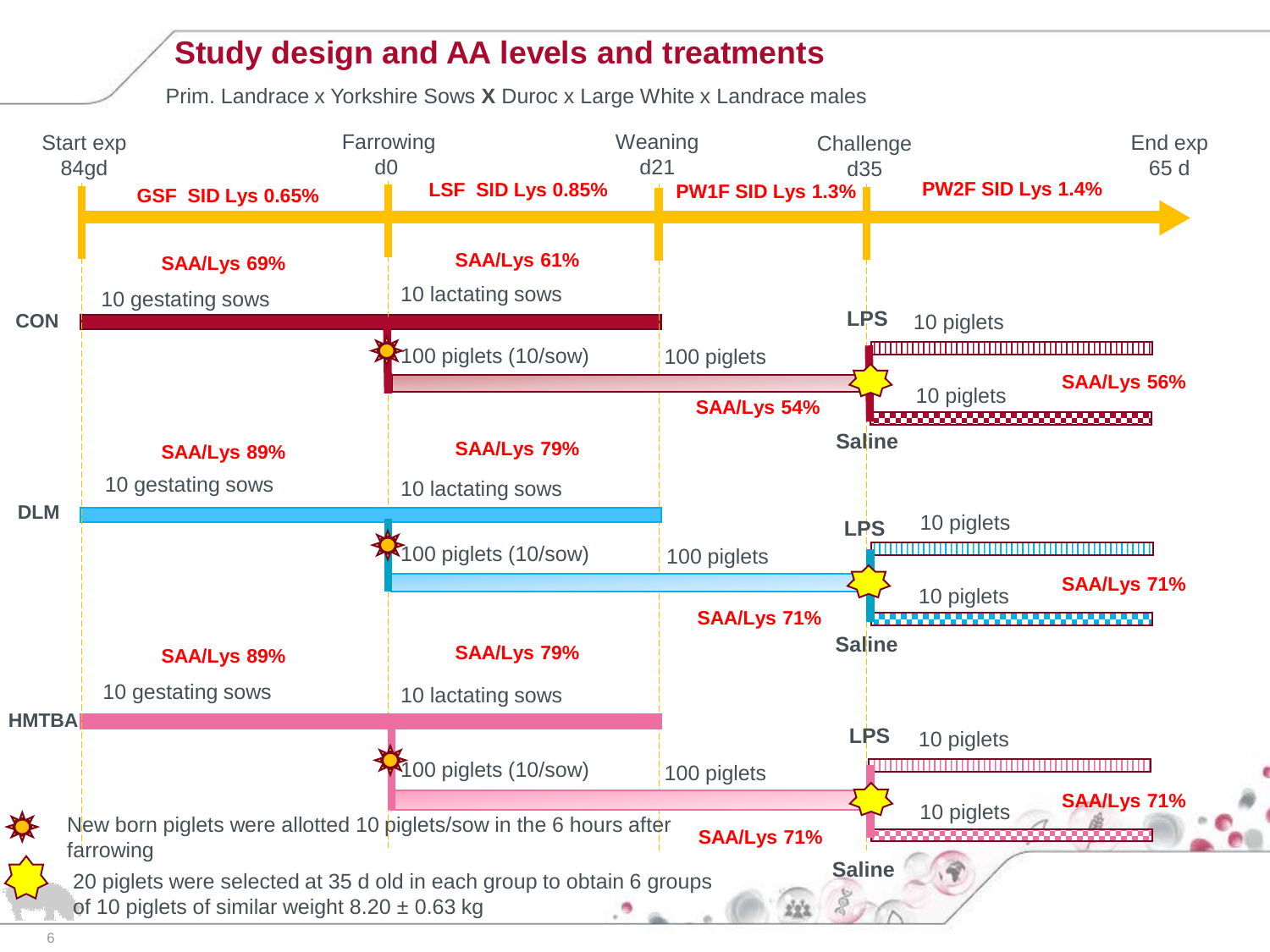# Study design and AA levels and treatments

Prim. Landrace x Yorkshire Sows **X** Duroc x Large White x Landrace males

| | Start exp 84gd → Farrowing d0 | Farrowing d0 → Weaning d21 | Weaning d21 → Challenge d35 | Challenge d35 → End exp 65 d |
|---|---|---|---|---|
| Diet | **GSF SID Lys 0.65%** | **LSF SID Lys 0.85%** | **PW1F SID Lys 1.3%** | **PW2F SID Lys 1.4%** |

**CON**

- **SAA/Lys 69%** — 10 gestating sows
- **SAA/Lys 61%** — 10 lactating sows
- 100 piglets (10/sow) → 100 piglets — **SAA/Lys 54%**
- **LPS** — 10 piglets; **Saline** — 10 piglets — **SAA/Lys 56%**

**DLM**

- **SAA/Lys 89%** — 10 gestating sows
- **SAA/Lys 79%** — 10 lactating sows
- 100 piglets (10/sow) → 100 piglets — **SAA/Lys 71%**
- **LPS** — 10 piglets; **Saline** — 10 piglets — **SAA/Lys 71%**

**HMTBA**

- **SAA/Lys 89%** — 10 gestating sows
- **SAA/Lys 79%** — 10 lactating sows
- 100 piglets (10/sow) → 100 piglets — **SAA/Lys 71%**
- **LPS** — 10 piglets; **Saline** — 10 piglets — **SAA/Lys 71%**

✸ New born piglets were allotted 10 piglets/sow in the 6 hours after farrowing

★ 20 piglets were selected at 35 d old in each group to obtain 6 groups of 10 piglets of similar weight 8.20 ± 0.63 kg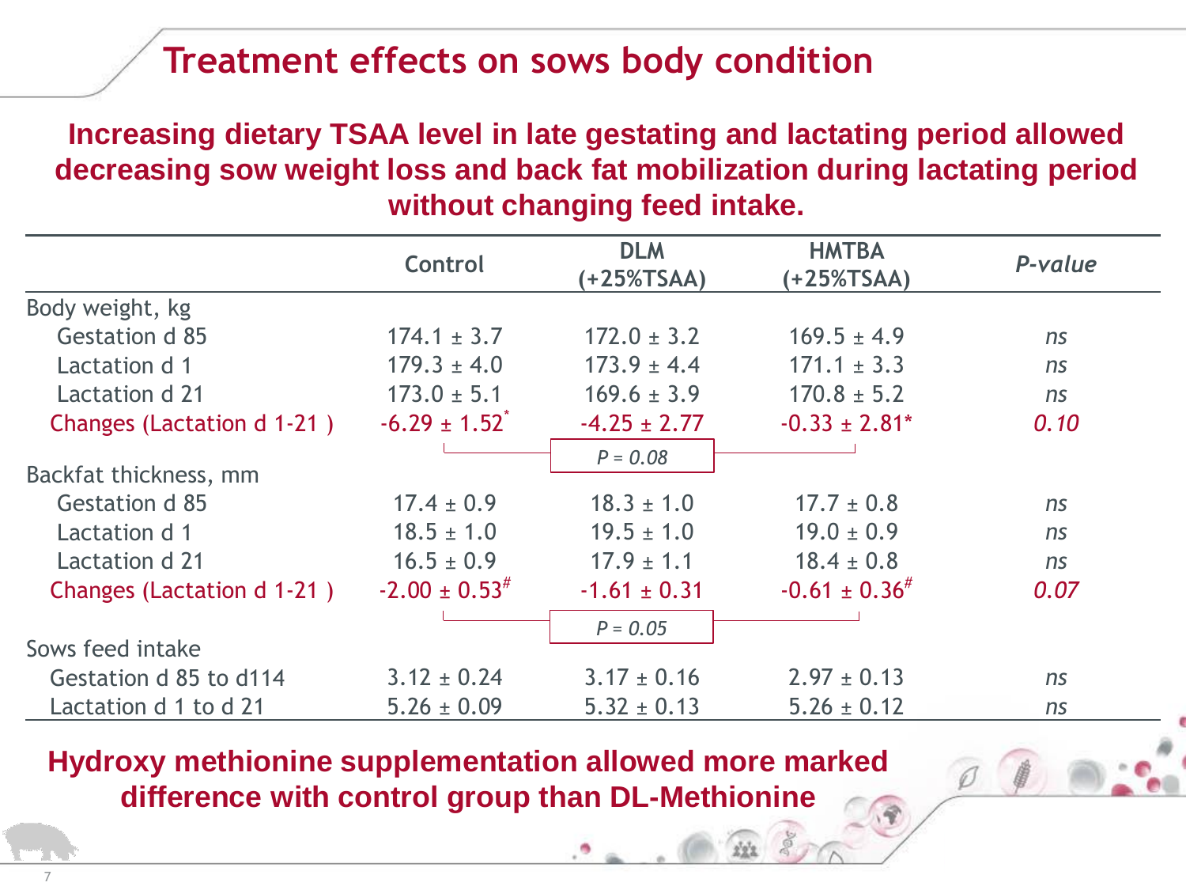# Treatment effects on sows body condition

**Increasing dietary TSAA level in late gestating and lactating period allowed decreasing sow weight loss and back fat mobilization during lactating period without changing feed intake.**

| | Control | DLM (+25%TSAA) | HMTBA (+25%TSAA) | *P-value* |
|---|---|---|---|---|
| Body weight, kg | | | | |
| Gestation d 85 | 174.1 ± 3.7 | 172.0 ± 3.2 | 169.5 ± 4.9 | *ns* |
| Lactation d 1 | 179.3 ± 4.0 | 173.9 ± 4.4 | 171.1 ± 3.3 | *ns* |
| Lactation d 21 | 173.0 ± 5.1 | 169.6 ± 3.9 | 170.8 ± 5.2 | *ns* |
| Changes (Lactation d 1-21 ) | -6.29 ± 1.52* | -4.25 ± 2.77 | -0.33 ± 2.81* | *0.10* |
| | Control vs HMTBA: *P = 0.08* | | | |
| Backfat thickness, mm | | | | |
| Gestation d 85 | 17.4 ± 0.9 | 18.3 ± 1.0 | 17.7 ± 0.8 | *ns* |
| Lactation d 1 | 18.5 ± 1.0 | 19.5 ± 1.0 | 19.0 ± 0.9 | *ns* |
| Lactation d 21 | 16.5 ± 0.9 | 17.9 ± 1.1 | 18.4 ± 0.8 | *ns* |
| Changes (Lactation d 1-21 ) | -2.00 ± 0.53# | -1.61 ± 0.31 | -0.61 ± 0.36# | *0.07* |
| | Control vs HMTBA: *P = 0.05* | | | |
| Sows feed intake | | | | |
| Gestation d 85 to d114 | 3.12 ± 0.24 | 3.17 ± 0.16 | 2.97 ± 0.13 | *ns* |
| Lactation d 1 to d 21 | 5.26 ± 0.09 | 5.32 ± 0.13 | 5.26 ± 0.12 | *ns* |

**Hydroxy methionine supplementation allowed more marked difference with control group than DL-Methionine**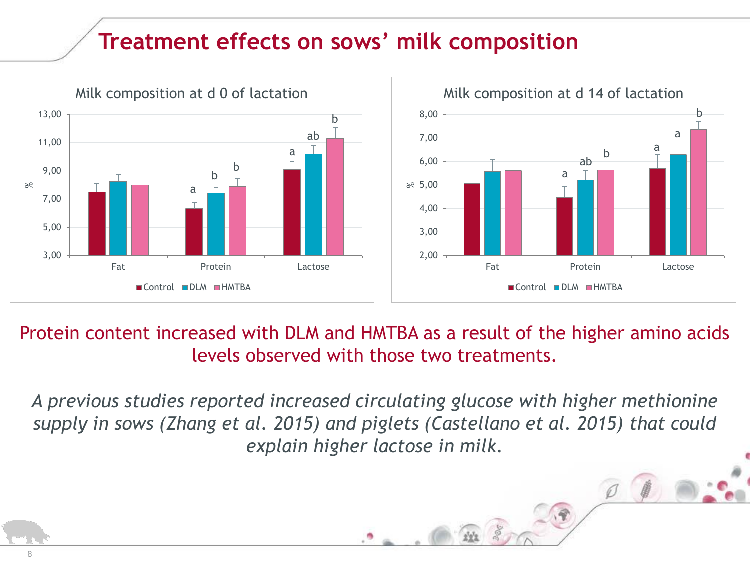# Treatment effects on sows' milk composition

Milk composition at d 0 of lactation

Milk composition at d 14 of lactation

Protein content increased with DLM and HMTBA as a result of the higher amino acids levels observed with those two treatments.

*A previous studies reported increased circulating glucose with higher methionine supply in sows (Zhang et al. 2015) and piglets (Castellano et al. 2015) that could explain higher lactose in milk.*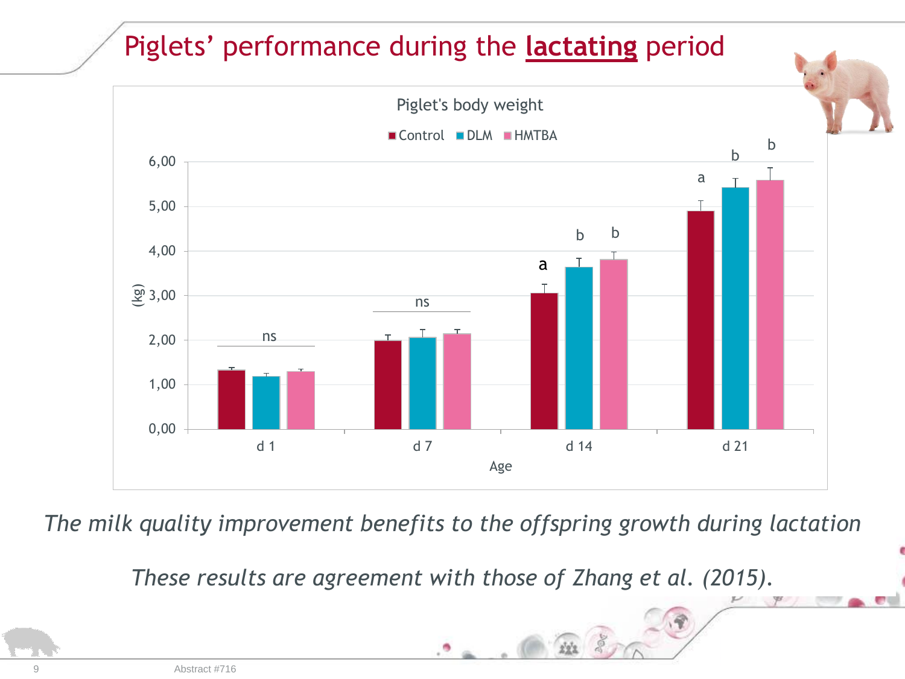# Piglets' performance during the **lactating** period

Piglet's body weight

■ Control ■ DLM ■ HMTBA

(kg)

| Age | Control | DLM | HMTBA |
|---|---|---|---|
| d 1 | ns | ns | ns |
| d 7 | ns | ns | ns |
| d 14 | a | b | b |
| d 21 | a | b | b |

*The milk quality improvement benefits to the offspring growth during lactation*

*These results are agreement with those of Zhang et al. (2015).*

Abstract #716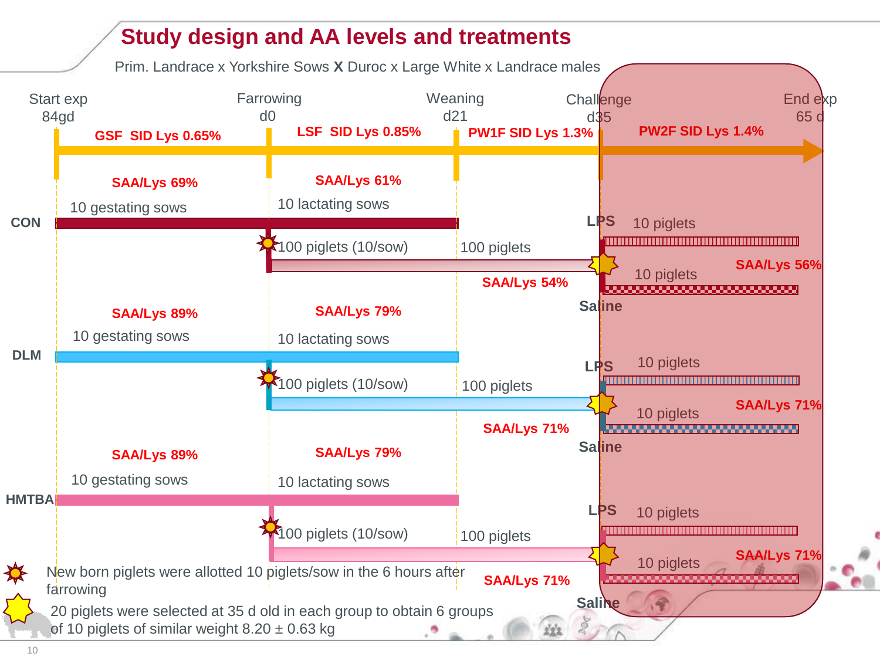# Study design and AA levels and treatments

Prim. Landrace x Yorkshire Sows **X** Duroc x Large White x Landrace males

| | Start exp 84gd | Farrowing d0 | Weaning d21 | Challenge d35 | End exp 65 d |
|---|---|---|---|---|---|
| Diet | **GSF SID Lys 0.65%** | **LSF SID Lys 0.85%** | **PW1F SID Lys 1.3%** | **PW2F SID Lys 1.4%** | |

**CON**
- **SAA/Lys 69%** – 10 gestating sows
- **SAA/Lys 61%** – 10 lactating sows
- 100 piglets (10/sow) → 100 piglets – **SAA/Lys 54%**
- LPS: 10 piglets; Saline: 10 piglets – **SAA/Lys 56%**

**DLM**
- **SAA/Lys 89%** – 10 gestating sows
- **SAA/Lys 79%** – 10 lactating sows
- 100 piglets (10/sow) → 100 piglets – **SAA/Lys 71%**
- LPS: 10 piglets; Saline: 10 piglets – **SAA/Lys 71%**

**HMTBA**
- **SAA/Lys 89%** – 10 gestating sows
- **SAA/Lys 79%** – 10 lactating sows
- 100 piglets (10/sow) → 100 piglets – **SAA/Lys 71%**
- LPS: 10 piglets; Saline: 10 piglets – **SAA/Lys 71%**

New born piglets were allotted 10 piglets/sow in the 6 hours after farrowing

20 piglets were selected at 35 d old in each group to obtain 6 groups of 10 piglets of similar weight 8.20 ± 0.63 kg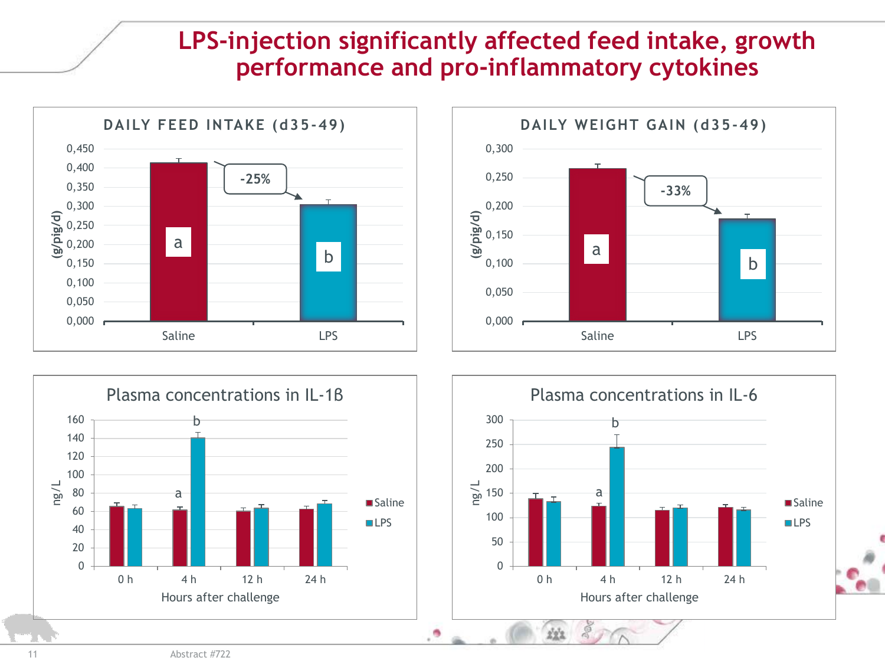# LPS-injection significantly affected feed intake, growth performance and pro-inflammatory cytokines

## DAILY FEED INTAKE (d35-49)

(g/pig/d)

- Saline: a
- LPS: b
- -25%

## DAILY WEIGHT GAIN (d35-49)

(g/pig/d)

- Saline: a
- LPS: b
- -33%

## Plasma concentrations in IL-1ß

ng/L — Hours after challenge (0 h, 4 h, 12 h, 24 h)

Saline / LPS; at 4 h: a (Saline), b (LPS)

## Plasma concentrations in IL-6

ng/L — Hours after challenge (0 h, 4 h, 12 h, 24 h)

Saline / LPS; at 4 h: a (Saline), b (LPS)

Abstract #722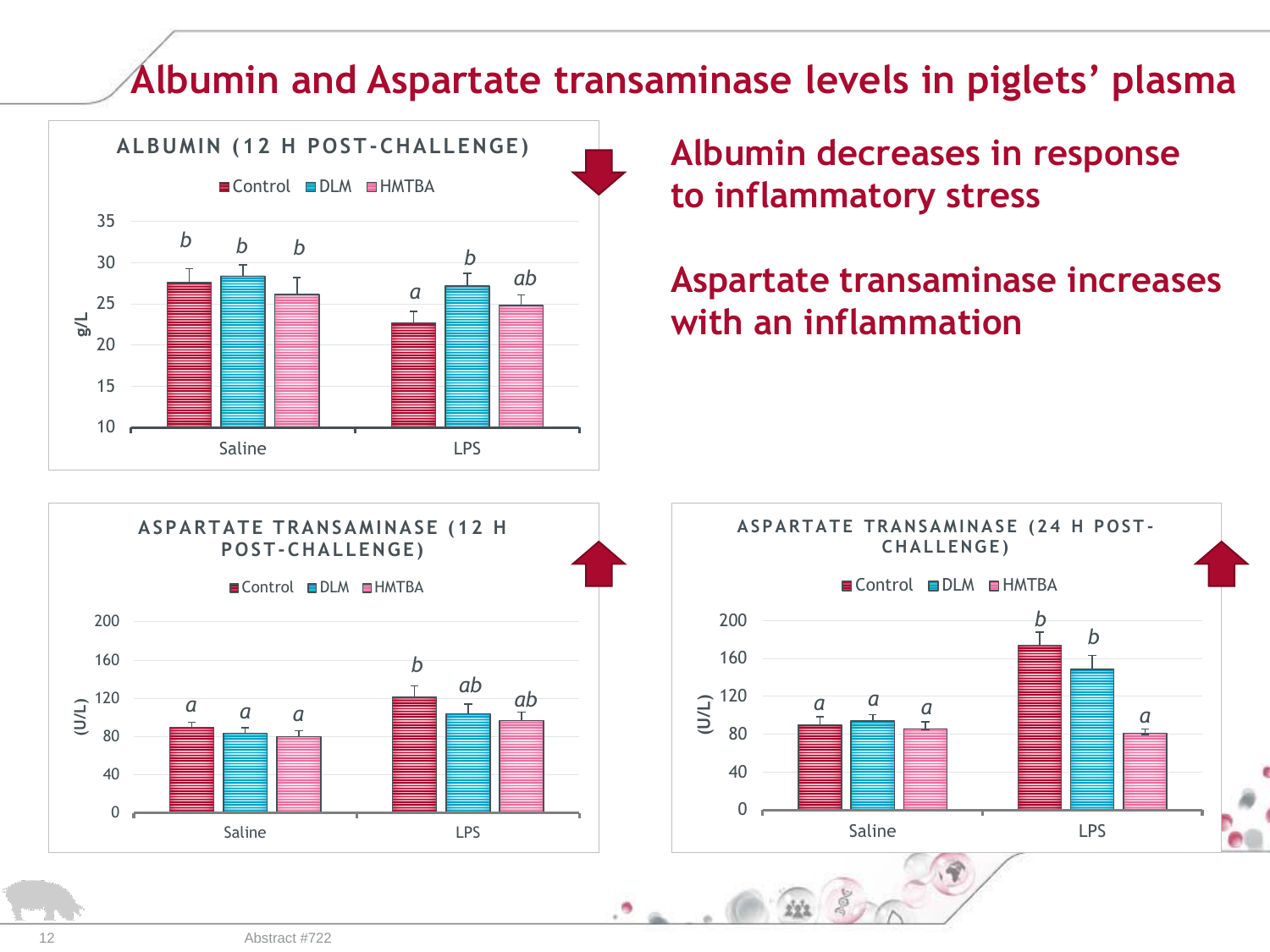# Albumin and Aspartate transaminase levels in piglets' plasma

**ALBUMIN (12 H POST-CHALLENGE)**

Legend: Control, DLM, HMTBA

| g/L | Control | DLM | HMTBA |
|---|---|---|---|
| Saline | b | b | b |
| LPS | a | b | ab |

Y-axis: 10, 15, 20, 25, 30, 35

## Albumin decreases in response to inflammatory stress

## Aspartate transaminase increases with an inflammation

**ASPARTATE TRANSAMINASE (12 H POST-CHALLENGE)**

Legend: Control, DLM, HMTBA

| (U/L) | Control | DLM | HMTBA |
|---|---|---|---|
| Saline | a | a | a |
| LPS | b | ab | ab |

Y-axis: 0, 40, 80, 120, 160, 200

**ASPARTATE TRANSAMINASE (24 H POST-CHALLENGE)**

Legend: Control, DLM, HMTBA

| (U/L) | Control | DLM | HMTBA |
|---|---|---|---|
| Saline | a | a | a |
| LPS | b | b | a |

Y-axis: 0, 40, 80, 120, 160, 200

Abstract #722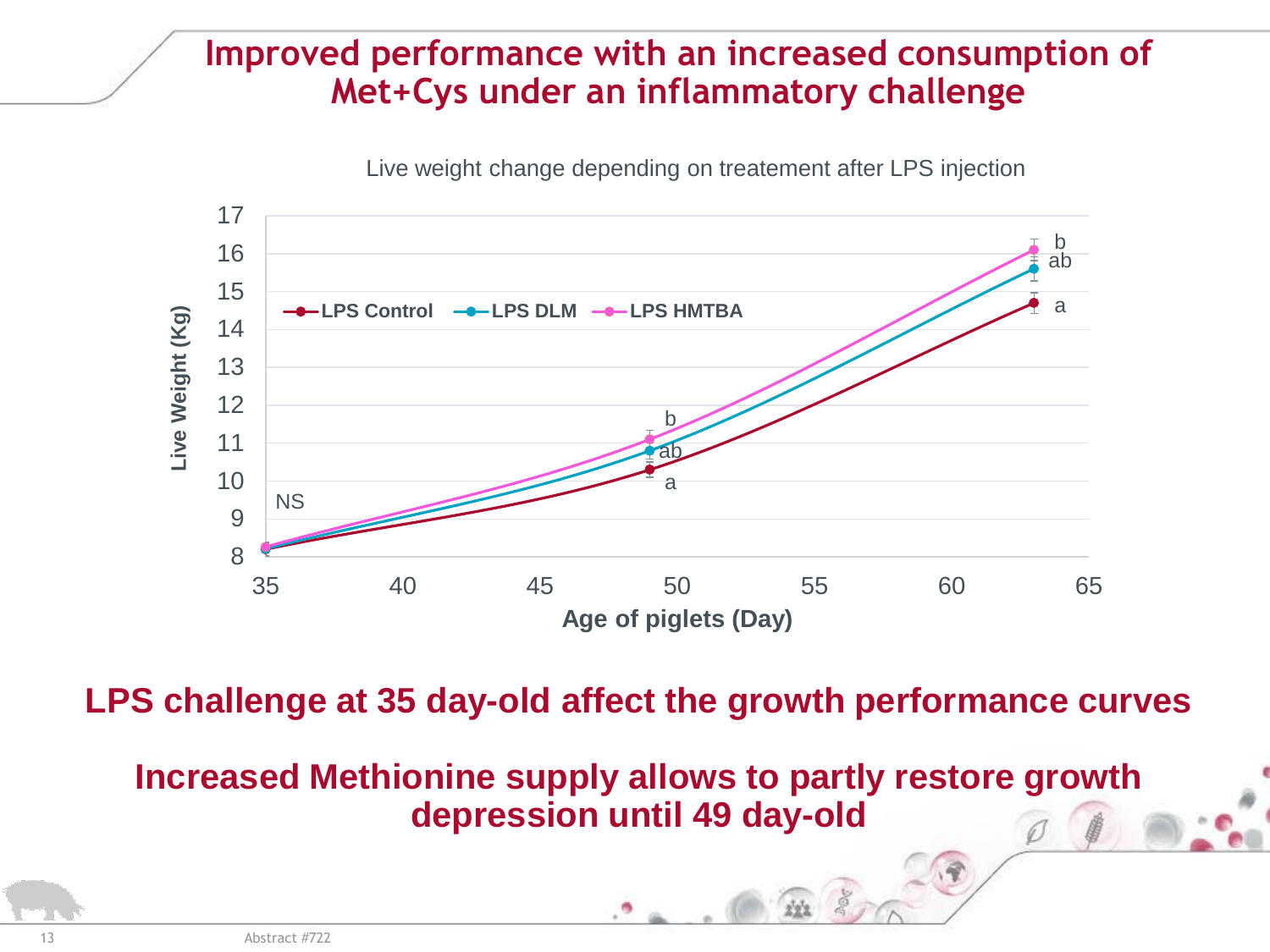# Improved performance with an increased consumption of Met+Cys under an inflammatory challenge

Live weight change depending on treatement after LPS injection

Live Weight (Kg)

LPS Control — LPS DLM — LPS HMTBA

NS

Age of piglets (Day)

**LPS challenge at 35 day-old affect the growth performance curves**

**Increased Methionine supply allows to partly restore growth depression until 49 day-old**

Abstract #722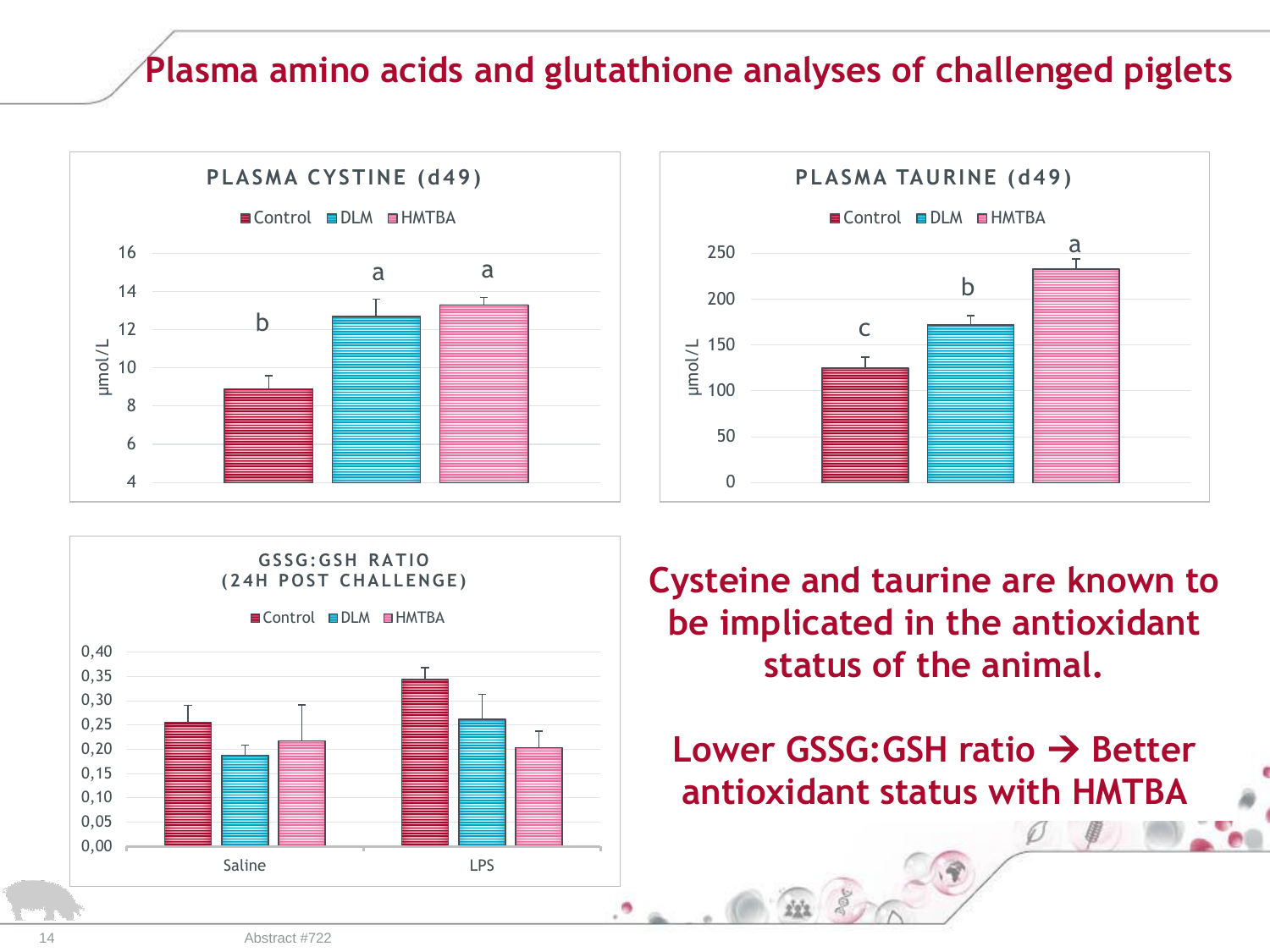# Plasma amino acids and glutathione analyses of challenged piglets

**PLASMA CYSTINE (d49)**

Control | DLM | HMTBA

μmol/L: 4, 6, 8, 10, 12, 14, 16

b a a

**PLASMA TAURINE (d49)**

Control | DLM | HMTBA

μmol/L: 0, 50, 100, 150, 200, 250

c b a

**GSSG:GSH RATIO (24H POST CHALLENGE)**

Control | DLM | HMTBA

0,00, 0,05, 0,10, 0,15, 0,20, 0,25, 0,30, 0,35, 0,40

Saline | LPS

**Cysteine and taurine are known to be implicated in the antioxidant status of the animal.**

**Lower GSSG:GSH ratio → Better antioxidant status with HMTBA**

Abstract #722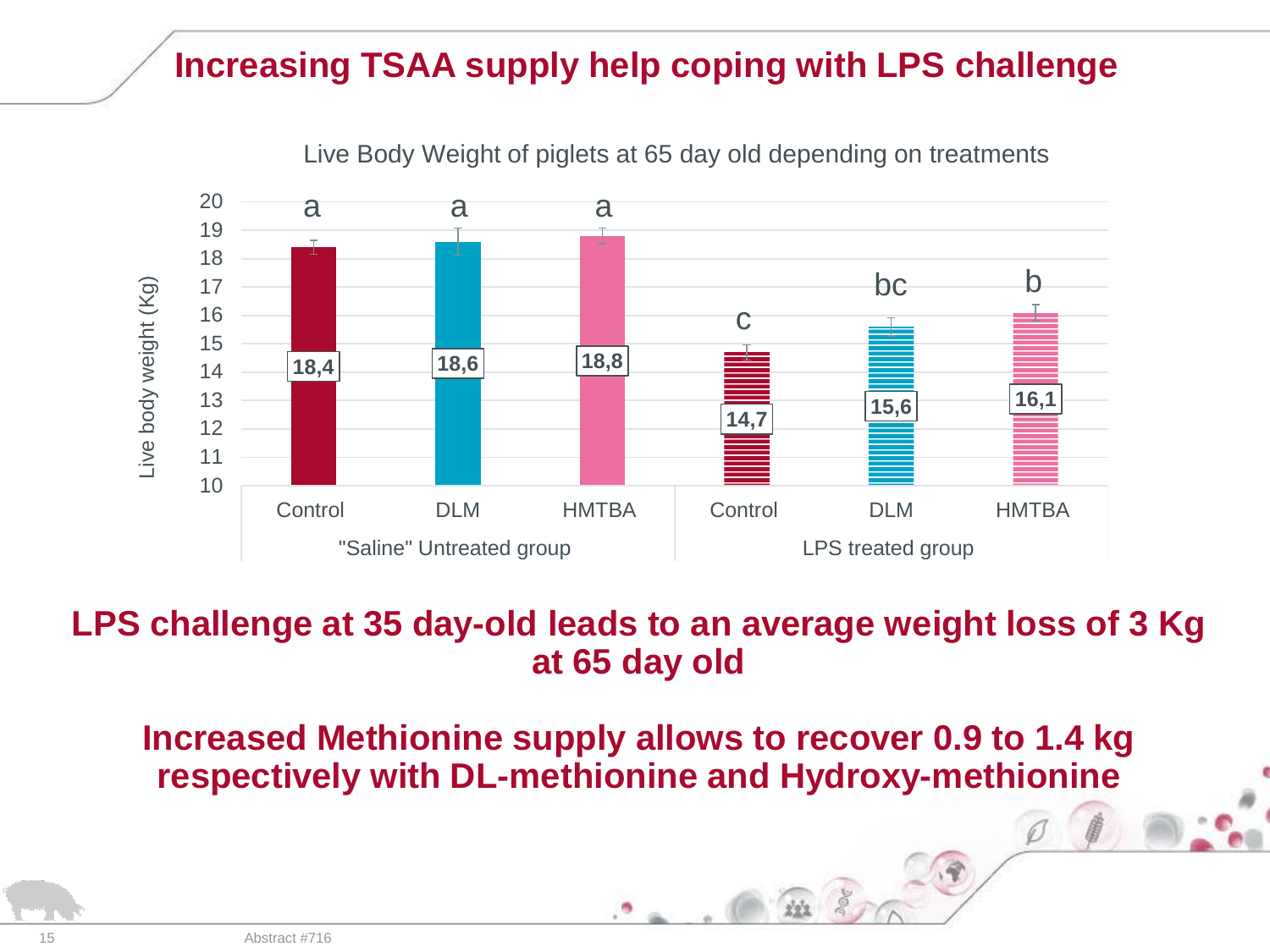# Increasing TSAA supply help coping with LPS challenge

Live Body Weight of piglets at 65 day old depending on treatments

| Group | Treatment | Live body weight (Kg) | Significance |
|---|---|---|---|
| "Saline" Untreated group | Control | 18,4 | a |
| "Saline" Untreated group | DLM | 18,6 | a |
| "Saline" Untreated group | HMTBA | 18,8 | a |
| LPS treated group | Control | 14,7 | c |
| LPS treated group | DLM | 15,6 | bc |
| LPS treated group | HMTBA | 16,1 | b |

**LPS challenge at 35 day-old leads to an average weight loss of 3 Kg at 65 day old**

**Increased Methionine supply allows to recover 0.9 to 1.4 kg respectively with DL-methionine and Hydroxy-methionine**

Abstract #716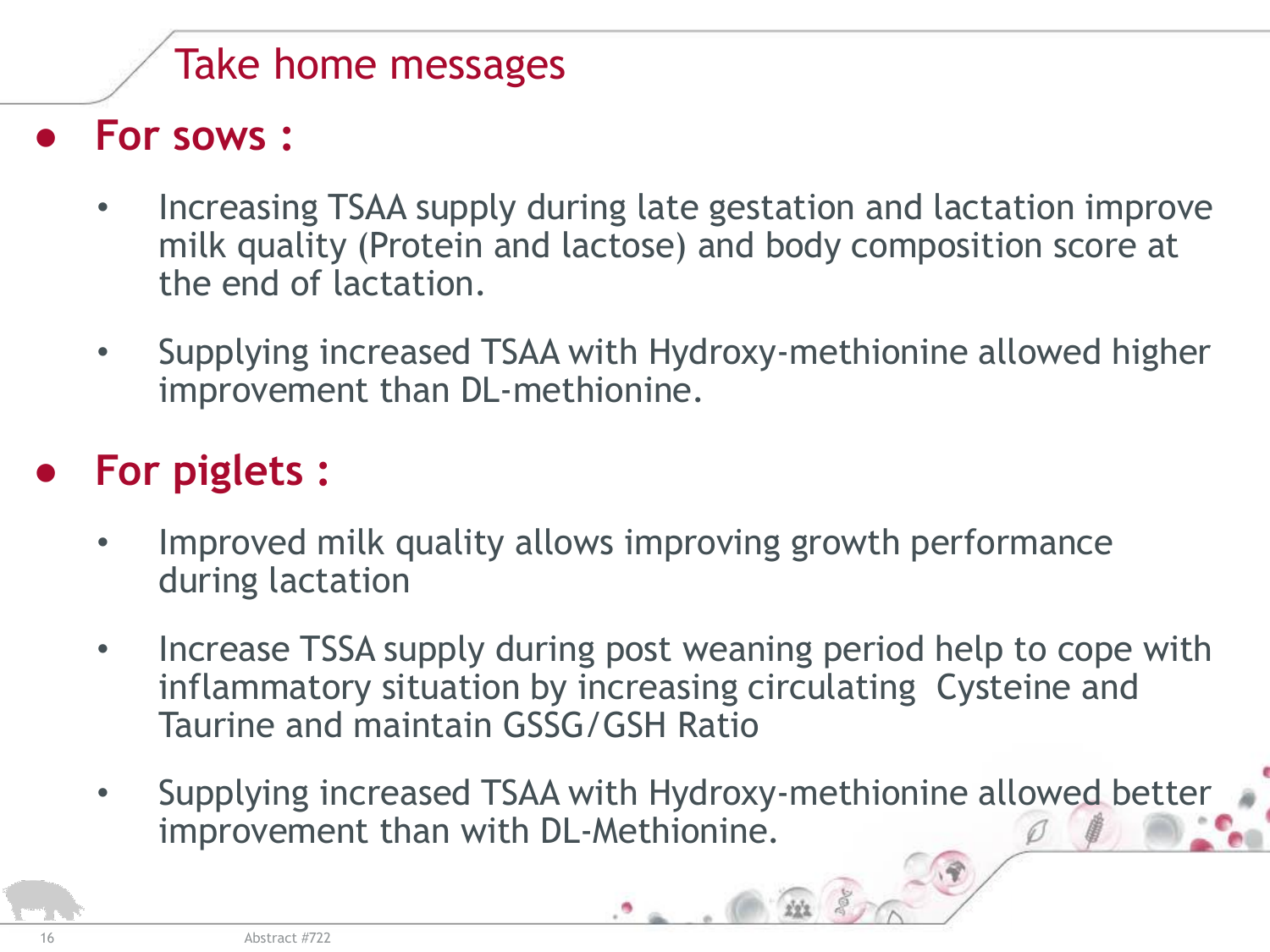# Take home messages

- **For sows :**
  - Increasing TSAA supply during late gestation and lactation improve milk quality (Protein and lactose) and body composition score at the end of lactation.
  - Supplying increased TSAA with Hydroxy-methionine allowed higher improvement than DL-methionine.

- **For piglets :**
  - Improved milk quality allows improving growth performance during lactation
  - Increase TSSA supply during post weaning period help to cope with inflammatory situation by increasing circulating Cysteine and Taurine and maintain GSSG/GSH Ratio
  - Supplying increased TSAA with Hydroxy-methionine allowed better improvement than with DL-Methionine.

Abstract #722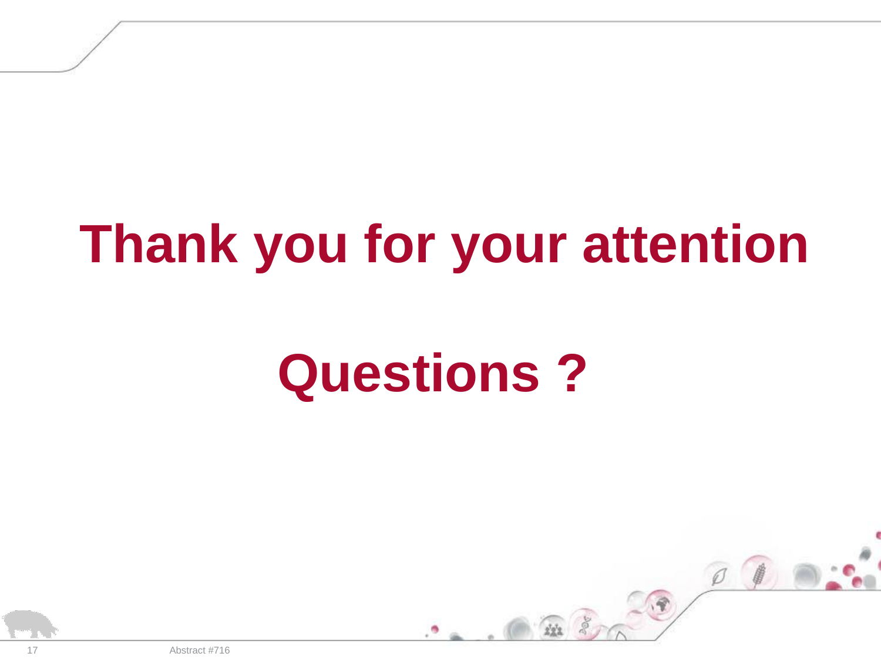# Thank you for your attention

# Questions ?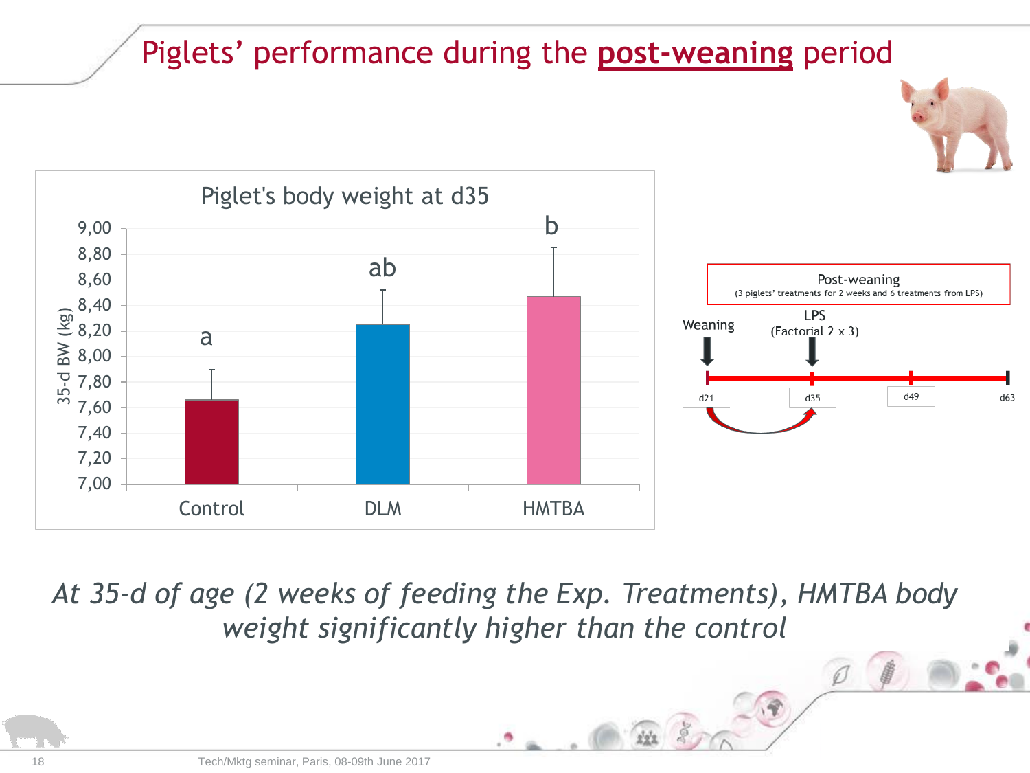# Piglets' performance during the **post-weaning** period

Piglet's body weight at d35

35-d BW (kg)

9,00
8,80
8,60
8,40
8,20
8,00
7,80
7,60
7,40
7,20
7,00

a
ab
b

Control
DLM
HMTBA

Post-weaning
(3 piglets' treatments for 2 weeks and 6 treatments from LPS)

Weaning

LPS
(Factorial 2 x 3)

d21
d35
d49
d63

*At 35-d of age (2 weeks of feeding the Exp. Treatments), HMTBA body weight significantly higher than the control*

Tech/Mktg seminar, Paris, 08-09th June 2017